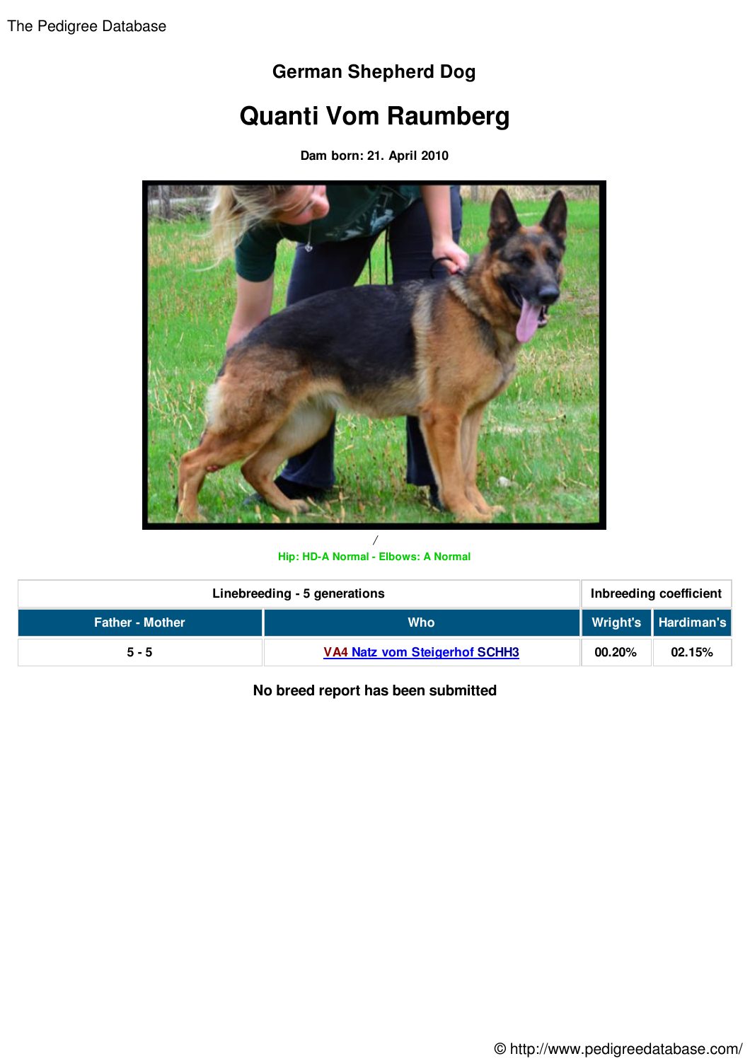The Pedigree Database

## German Shepherd Dog

# Quanti Vom Raumberg

**Dam born: 21. April 2010**

/

**Hip: HD-A Normal - Elbows: A Normal**

| Linebreeding - 5 generations | | Inbreeding coefficient | |
|---|---|---|---|
| **Father - Mother** | **Who** | **Wright's** | **Hardiman's** |
| 5 - 5 | VA4 Natz vom Steigerhof SCHH3 | 00.20% | 02.15% |

**No breed report has been submitted**

© http://www.pedigreedatabase.com/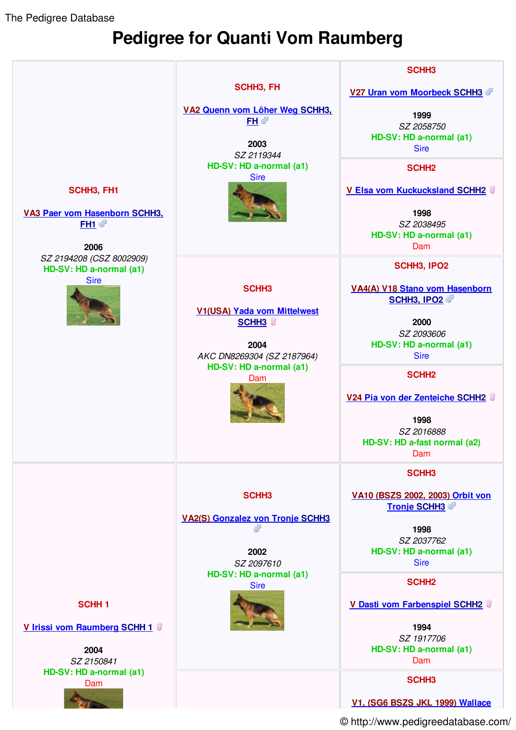The Pedigree Database

# Pedigree for Quanti Vom Raumberg

| | | |
|---|---|---|
| SCHH3, FH1<br><br>VA3 Paer vom Hasenborn SCHH3, FH1 ♂<br><br>2006<br>*SZ 2194208 (CSZ 8002909)*<br>HD-SV: HD a-normal (a1)<br>Sire | SCHH3, FH<br><br>VA2 Quenn vom Löher Weg SCHH3, FH ♂<br><br>2003<br>*SZ 2119344*<br>HD-SV: HD a-normal (a1)<br>Sire | SCHH3<br><br>V27 Uran vom Moorbeck SCHH3 ♂<br><br>1999<br>*SZ 2058750*<br>HD-SV: HD a-normal (a1)<br>Sire |
| | | SCHH2<br><br>V Elsa vom Kuckucksland SCHH2 ♀<br><br>1998<br>*SZ 2038495*<br>HD-SV: HD a-normal (a1)<br>Dam |
| | SCHH3<br><br>V1(USA) Yada vom Mittelwest SCHH3 ♀<br><br>2004<br>*AKC DN8269304 (SZ 2187964)*<br>HD-SV: HD a-normal (a1)<br>Dam | SCHH3, IPO2<br><br>VA4(A) V18 Stano vom Hasenborn SCHH3, IPO2 ♂<br><br>2000<br>*SZ 2093606*<br>HD-SV: HD a-normal (a1)<br>Sire |
| | | SCHH2<br><br>V24 Pia von der Zenteiche SCHH2 ♀<br><br>1998<br>*SZ 2016888*<br>HD-SV: HD a-fast normal (a2)<br>Dam |
| SCHH 1<br><br>V Irissi vom Raumberg SCHH 1 ♀<br><br>2004<br>*SZ 2150841*<br>HD-SV: HD a-normal (a1)<br>Dam | SCHH3<br><br>VA2(S) Gonzalez von Tronje SCHH3 ♂<br><br>2002<br>*SZ 2097610*<br>HD-SV: HD a-normal (a1)<br>Sire | SCHH3<br><br>VA10 (BSZS 2002, 2003) Orbit von Tronje SCHH3 ♂<br><br>1998<br>*SZ 2037762*<br>HD-SV: HD a-normal (a1)<br>Sire |
| | | SCHH2<br><br>V Dasti vom Farbenspiel SCHH2 ♀<br><br>1994<br>*SZ 1917706*<br>HD-SV: HD a-normal (a1)<br>Dam |
| | | SCHH3<br><br>V1, (SG6 BSZS JKL 1999) Wallace |

© http://www.pedigreedatabase.com/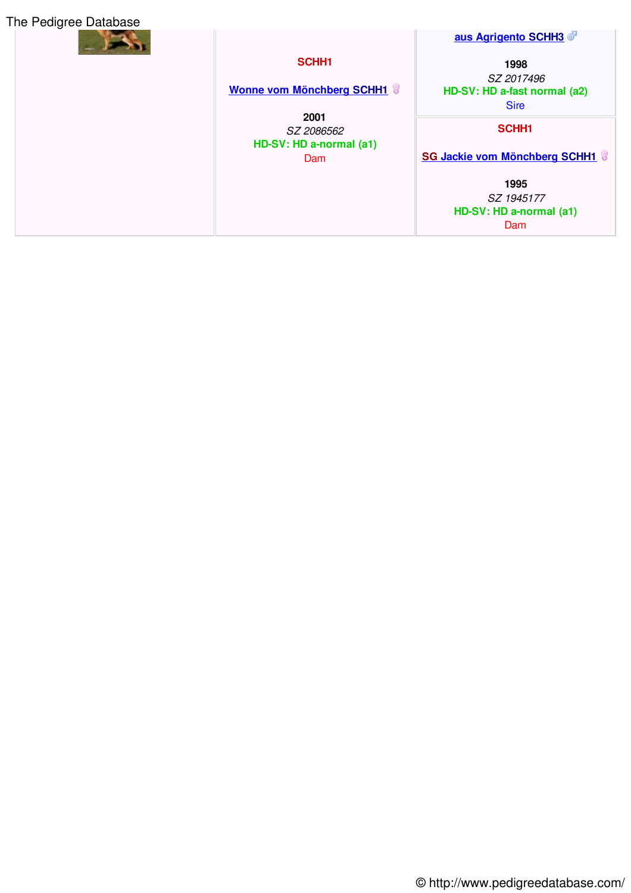| | | |
|---|---|---|
| | SCHH1<br><br>Wonne vom Mönchberg SCHH1 ♀<br><br>2001<br>*SZ 2086562*<br>HD-SV: HD a-normal (a1)<br>Dam | aus Agrigento SCHH3 ♂<br><br>1998<br>*SZ 2017496*<br>HD-SV: HD a-fast normal (a2)<br>Sire |
| | | SCHH1<br><br>SG Jackie vom Mönchberg SCHH1 ♀<br><br>1995<br>*SZ 1945177*<br>HD-SV: HD a-normal (a1)<br>Dam |